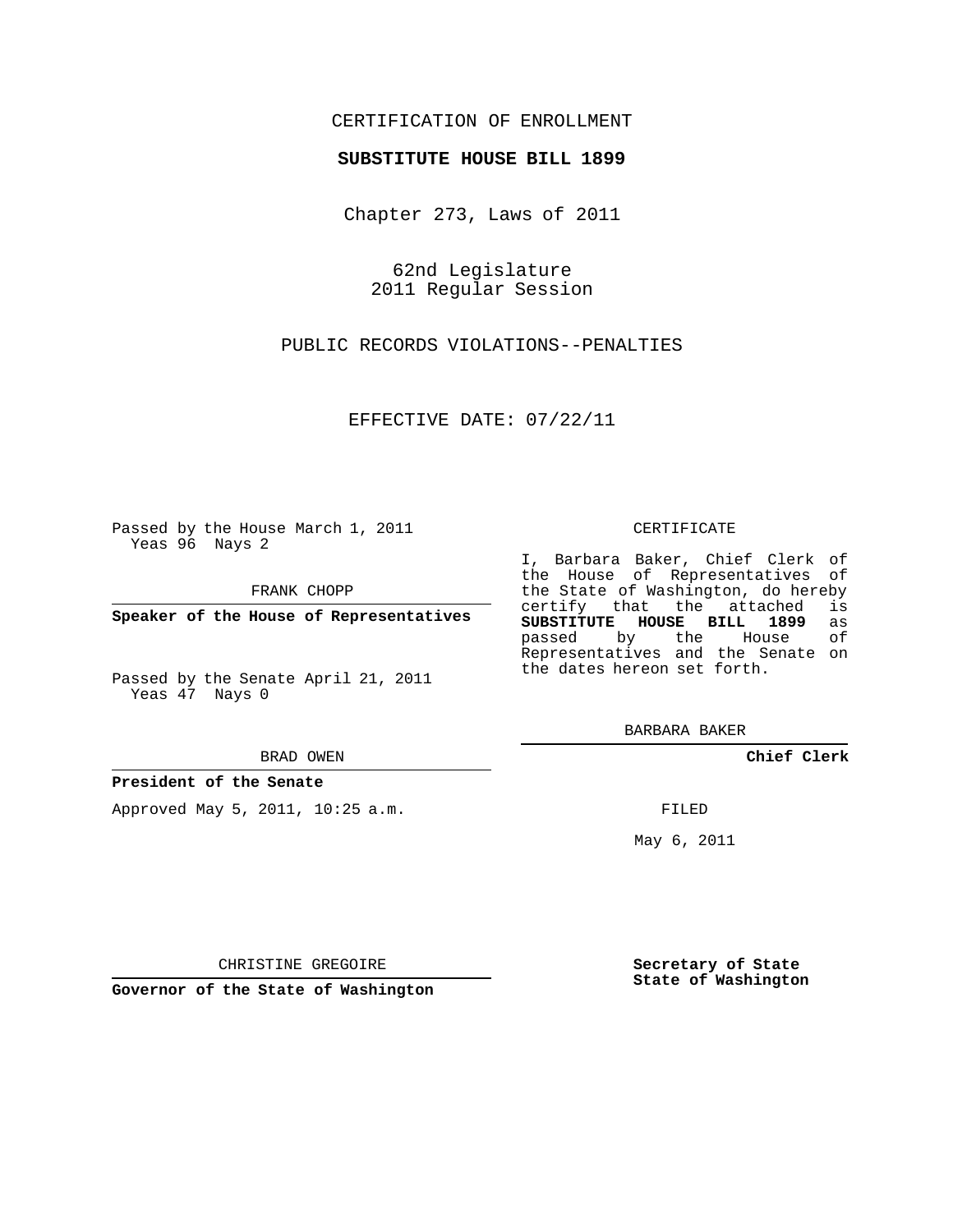CERTIFICATION OF ENROLLMENT

**SUBSTITUTE HOUSE BILL 1899**

Chapter 273, Laws of 2011

62nd Legislature
2011 Regular Session

PUBLIC RECORDS VIOLATIONS--PENALTIES

EFFECTIVE DATE: 07/22/11

Passed by the House March 1, 2011
Yeas 96 Nays 2

FRANK CHOPP

**Speaker of the House of Representatives**

Passed by the Senate April 21, 2011
Yeas 47 Nays 0

BRAD OWEN

**President of the Senate**

Approved May 5, 2011, 10:25 a.m.

CHRISTINE GREGOIRE

**Governor of the State of Washington**

CERTIFICATE

I, Barbara Baker, Chief Clerk of the House of Representatives of the State of Washington, do hereby certify that the attached is **SUBSTITUTE HOUSE BILL 1899** as passed by the House of Representatives and the Senate on the dates hereon set forth.

BARBARA BAKER

**Chief Clerk**

FILED

May 6, 2011

**Secretary of State**
**State of Washington**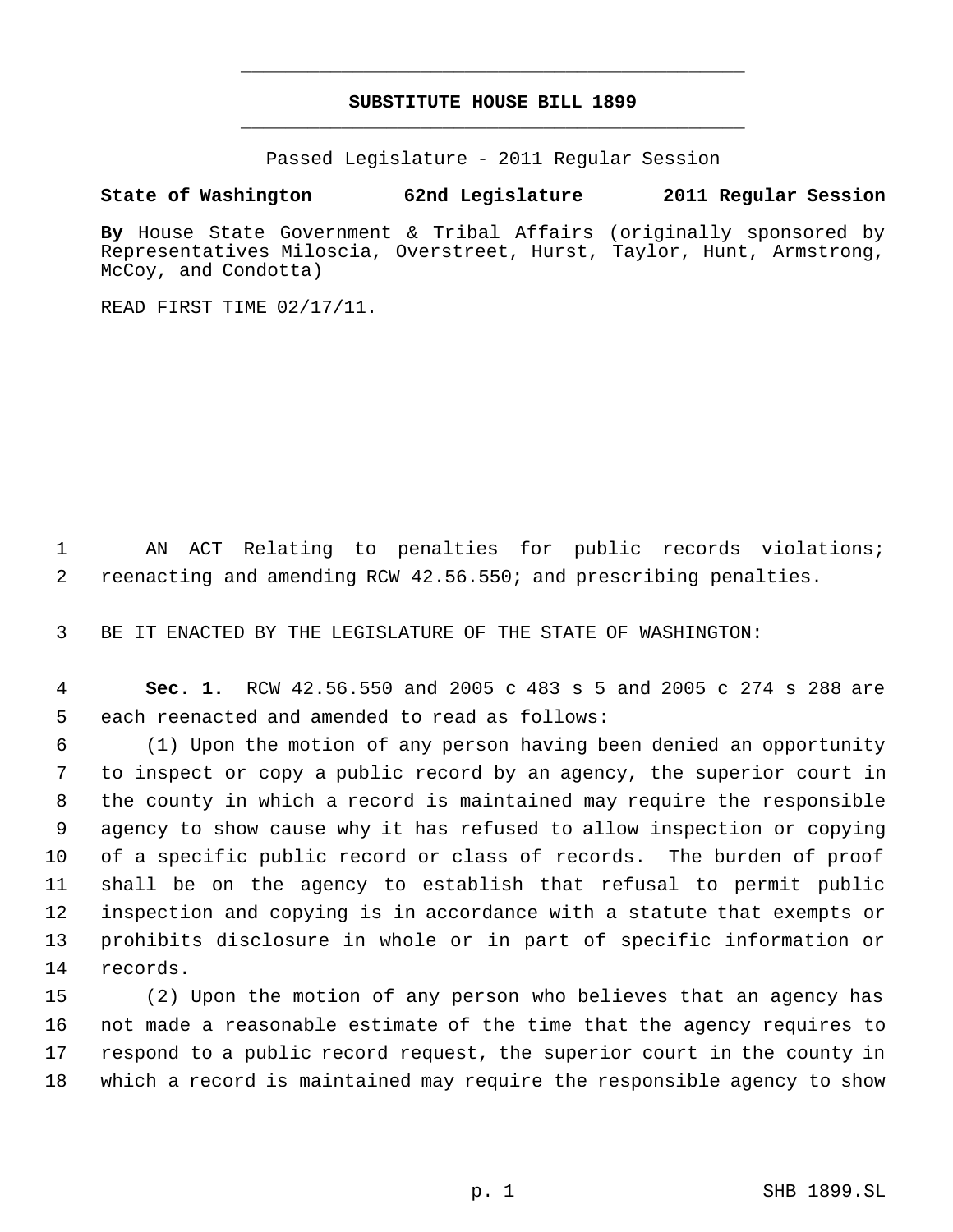**SUBSTITUTE HOUSE BILL 1899**

Passed Legislature - 2011 Regular Session

**State of Washington 62nd Legislature 2011 Regular Session**

**By** House State Government & Tribal Affairs (originally sponsored by Representatives Miloscia, Overstreet, Hurst, Taylor, Hunt, Armstrong, McCoy, and Condotta)

READ FIRST TIME 02/17/11.

AN ACT Relating to penalties for public records violations; reenacting and amending RCW 42.56.550; and prescribing penalties.

BE IT ENACTED BY THE LEGISLATURE OF THE STATE OF WASHINGTON:

**Sec. 1.** RCW 42.56.550 and 2005 c 483 s 5 and 2005 c 274 s 288 are each reenacted and amended to read as follows:

(1) Upon the motion of any person having been denied an opportunity to inspect or copy a public record by an agency, the superior court in the county in which a record is maintained may require the responsible agency to show cause why it has refused to allow inspection or copying of a specific public record or class of records. The burden of proof shall be on the agency to establish that refusal to permit public inspection and copying is in accordance with a statute that exempts or prohibits disclosure in whole or in part of specific information or records.

(2) Upon the motion of any person who believes that an agency has not made a reasonable estimate of the time that the agency requires to respond to a public record request, the superior court in the county in which a record is maintained may require the responsible agency to show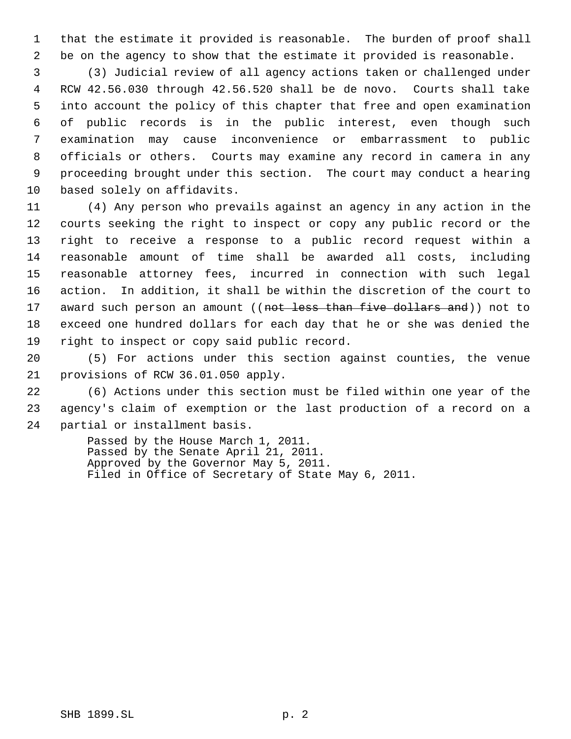that the estimate it provided is reasonable. The burden of proof shall be on the agency to show that the estimate it provided is reasonable.

(3) Judicial review of all agency actions taken or challenged under RCW 42.56.030 through 42.56.520 shall be de novo. Courts shall take into account the policy of this chapter that free and open examination of public records is in the public interest, even though such examination may cause inconvenience or embarrassment to public officials or others. Courts may examine any record in camera in any proceeding brought under this section. The court may conduct a hearing based solely on affidavits.

(4) Any person who prevails against an agency in any action in the courts seeking the right to inspect or copy any public record or the right to receive a response to a public record request within a reasonable amount of time shall be awarded all costs, including reasonable attorney fees, incurred in connection with such legal action. In addition, it shall be within the discretion of the court to award such person an amount ((~~not less than five dollars and~~)) not to exceed one hundred dollars for each day that he or she was denied the right to inspect or copy said public record.

(5) For actions under this section against counties, the venue provisions of RCW 36.01.050 apply.

(6) Actions under this section must be filed within one year of the agency's claim of exemption or the last production of a record on a partial or installment basis.

Passed by the House March 1, 2011.
Passed by the Senate April 21, 2011.
Approved by the Governor May 5, 2011.
Filed in Office of Secretary of State May 6, 2011.